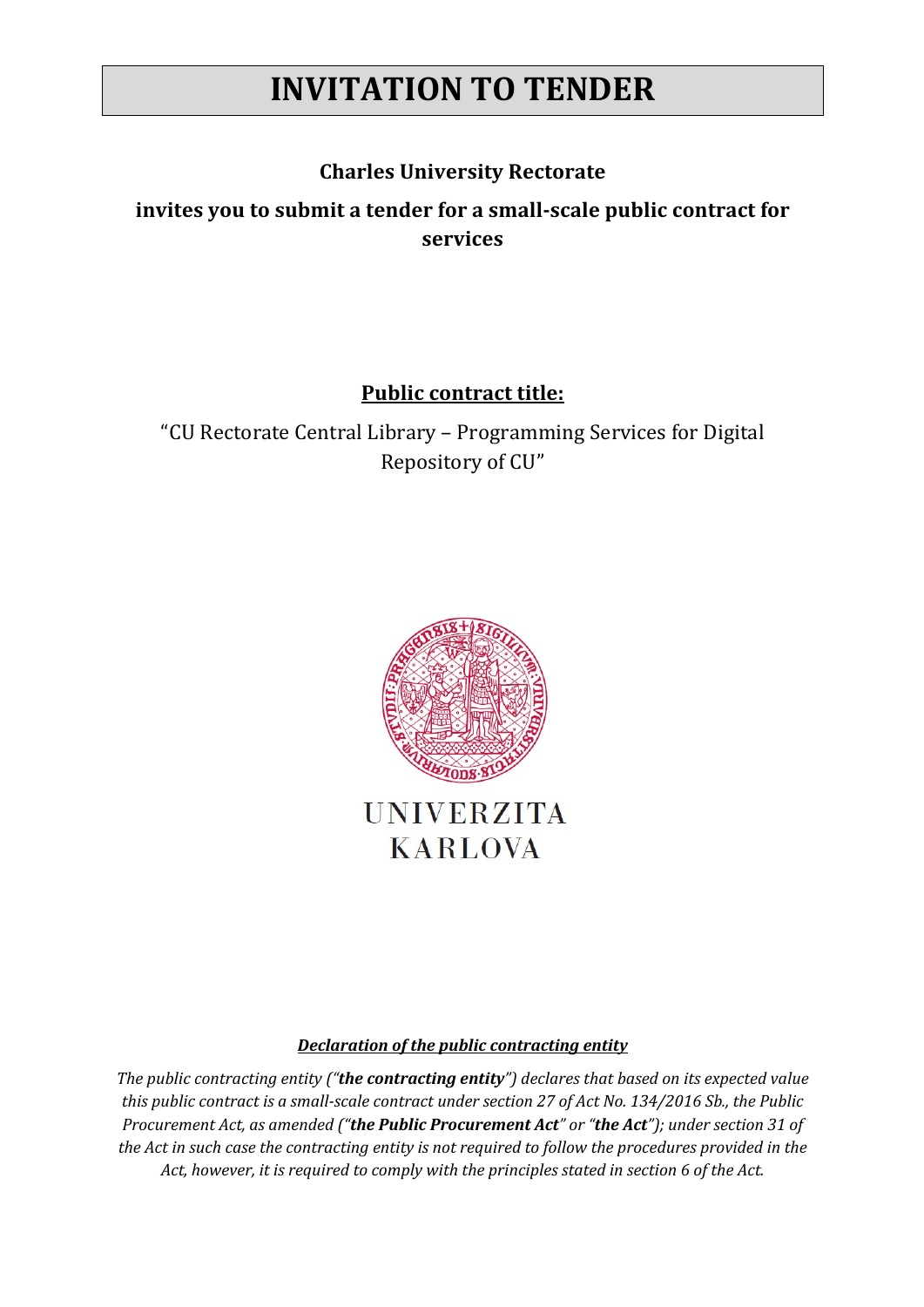# INVITATION TO TENDER

**Charles University Rectorate**

**invites you to submit a tender for a small-scale public contract for services**

**Public contract title:**

"CU Rectorate Central Library – Programming Services for Digital Repository of CU"

UNIVERZITA KARLOVA

***Declaration of the public contracting entity***

*The public contracting entity ("**the contracting entity**") declares that based on its expected value this public contract is a small-scale contract under section 27 of Act No. 134/2016 Sb., the Public Procurement Act, as amended ("**the Public Procurement Act**" or "**the Act**"); under section 31 of the Act in such case the contracting entity is not required to follow the procedures provided in the Act, however, it is required to comply with the principles stated in section 6 of the Act.*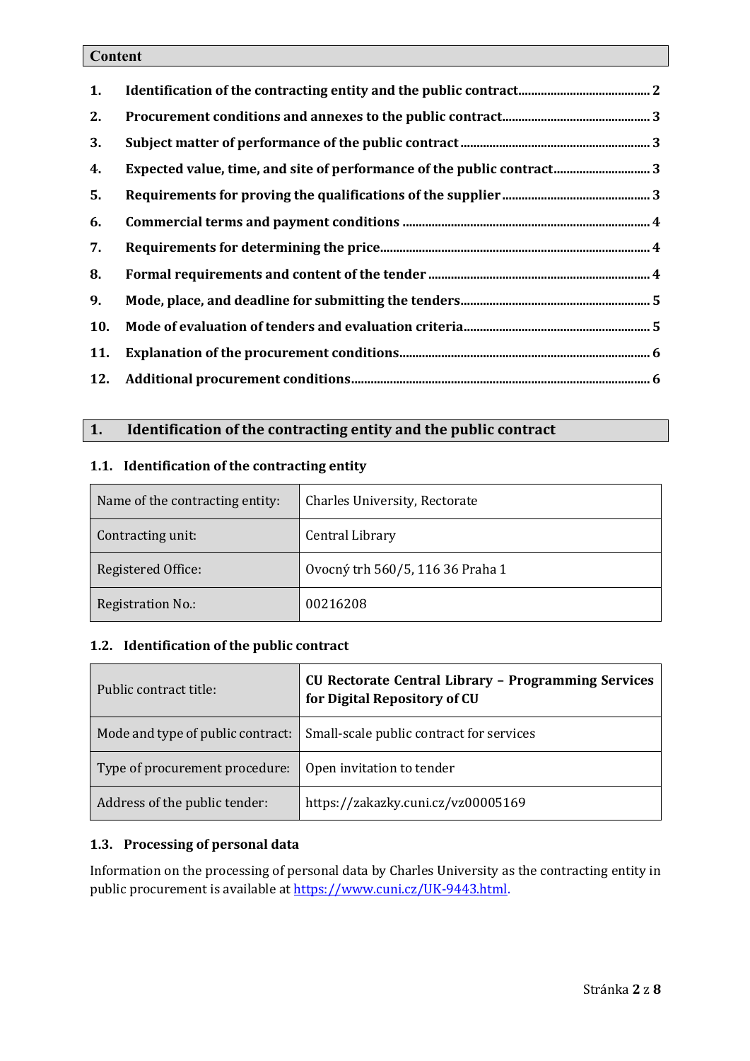## Content

| | | |
|---|---|---|
| 1. | Identification of the contracting entity and the public contract | 2 |
| 2. | Procurement conditions and annexes to the public contract | 3 |
| 3. | Subject matter of performance of the public contract | 3 |
| 4. | Expected value, time, and site of performance of the public contract | 3 |
| 5. | Requirements for proving the qualifications of the supplier | 3 |
| 6. | Commercial terms and payment conditions | 4 |
| 7. | Requirements for determining the price | 4 |
| 8. | Formal requirements and content of the tender | 4 |
| 9. | Mode, place, and deadline for submitting the tenders | 5 |
| 10. | Mode of evaluation of tenders and evaluation criteria | 5 |
| 11. | Explanation of the procurement conditions | 6 |
| 12. | Additional procurement conditions | 6 |

## 1. Identification of the contracting entity and the public contract

### 1.1. Identification of the contracting entity

| | |
|---|---|
| Name of the contracting entity: | Charles University, Rectorate |
| Contracting unit: | Central Library |
| Registered Office: | Ovocný trh 560/5, 116 36 Praha 1 |
| Registration No.: | 00216208 |

### 1.2. Identification of the public contract

| | |
|---|---|
| Public contract title: | **CU Rectorate Central Library – Programming Services for Digital Repository of CU** |
| Mode and type of public contract: | Small-scale public contract for services |
| Type of procurement procedure: | Open invitation to tender |
| Address of the public tender: | https://zakazky.cuni.cz/vz00005169 |

### 1.3. Processing of personal data

Information on the processing of personal data by Charles University as the contracting entity in public procurement is available at https://www.cuni.cz/UK-9443.html.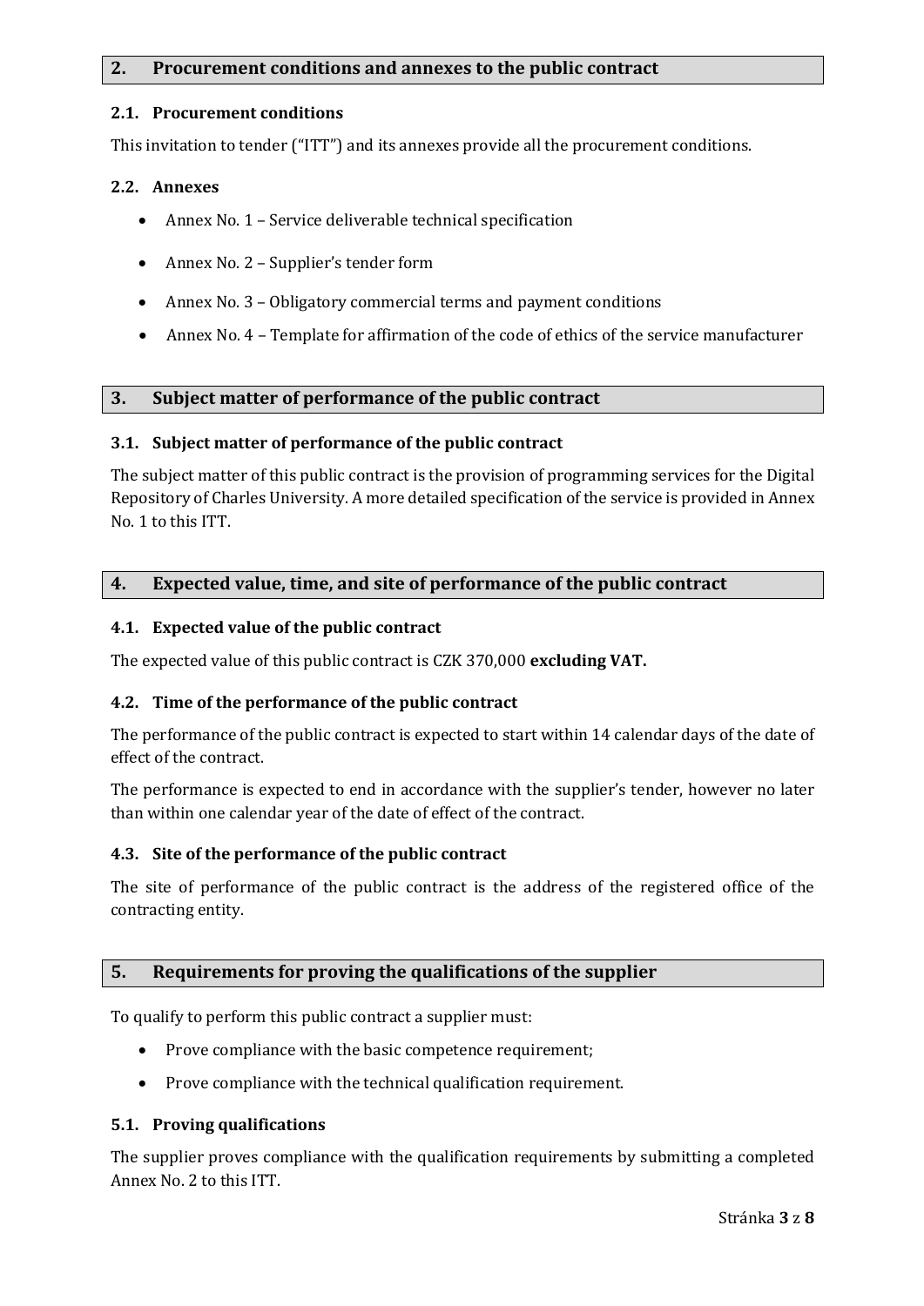## 2. Procurement conditions and annexes to the public contract

### 2.1. Procurement conditions

This invitation to tender ("ITT") and its annexes provide all the procurement conditions.

### 2.2. Annexes

- Annex No. 1 – Service deliverable technical specification
- Annex No. 2 – Supplier's tender form
- Annex No. 3 – Obligatory commercial terms and payment conditions
- Annex No. 4 – Template for affirmation of the code of ethics of the service manufacturer

## 3. Subject matter of performance of the public contract

### 3.1. Subject matter of performance of the public contract

The subject matter of this public contract is the provision of programming services for the Digital Repository of Charles University. A more detailed specification of the service is provided in Annex No. 1 to this ITT.

## 4. Expected value, time, and site of performance of the public contract

### 4.1. Expected value of the public contract

The expected value of this public contract is CZK 370,000 **excluding VAT.**

### 4.2. Time of the performance of the public contract

The performance of the public contract is expected to start within 14 calendar days of the date of effect of the contract.

The performance is expected to end in accordance with the supplier's tender, however no later than within one calendar year of the date of effect of the contract.

### 4.3. Site of the performance of the public contract

The site of performance of the public contract is the address of the registered office of the contracting entity.

## 5. Requirements for proving the qualifications of the supplier

To qualify to perform this public contract a supplier must:

- Prove compliance with the basic competence requirement;
- Prove compliance with the technical qualification requirement.

### 5.1. Proving qualifications

The supplier proves compliance with the qualification requirements by submitting a completed Annex No. 2 to this ITT.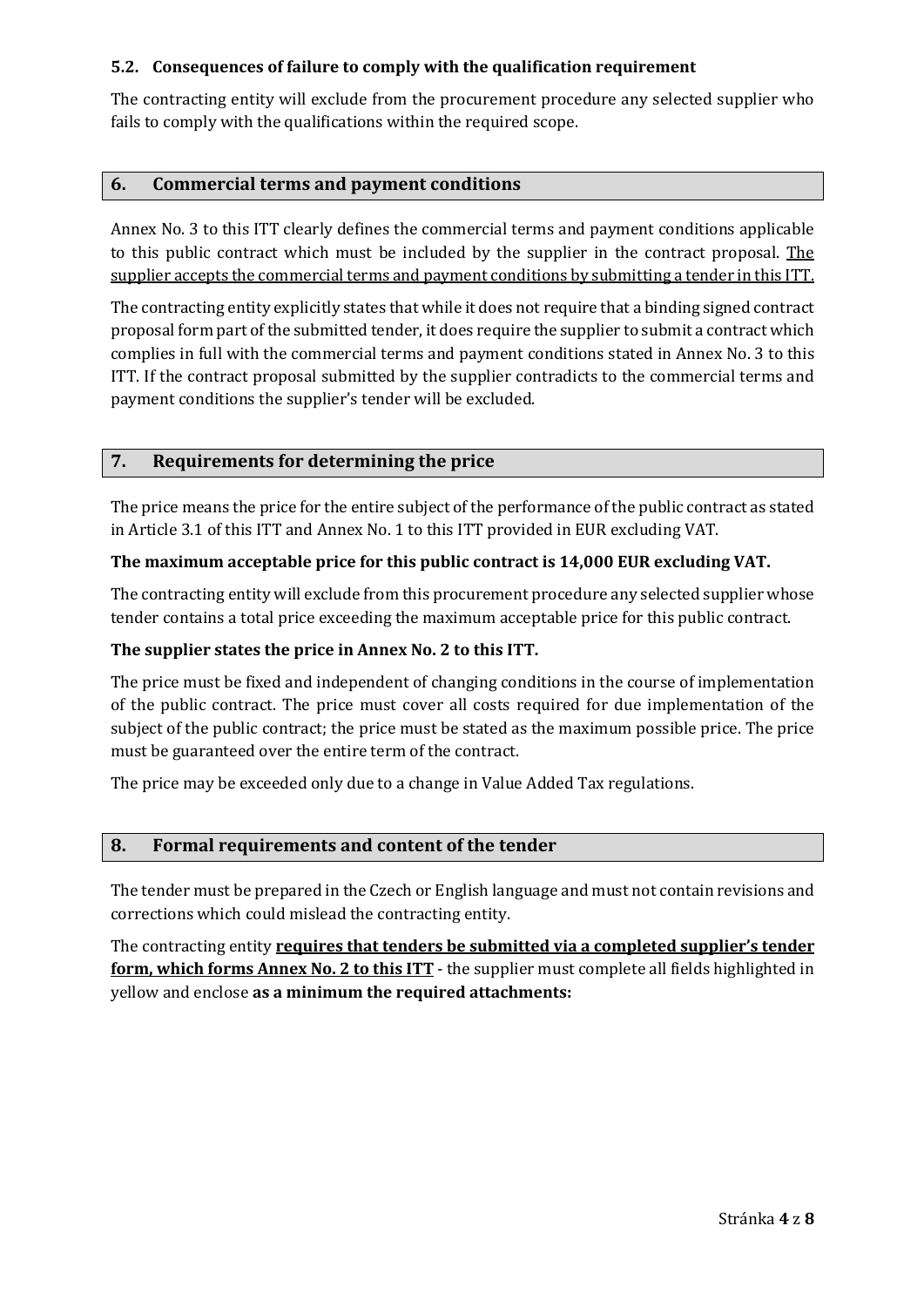### 5.2. Consequences of failure to comply with the qualification requirement

The contracting entity will exclude from the procurement procedure any selected supplier who fails to comply with the qualifications within the required scope.

## 6. Commercial terms and payment conditions

Annex No. 3 to this ITT clearly defines the commercial terms and payment conditions applicable to this public contract which must be included by the supplier in the contract proposal. The supplier accepts the commercial terms and payment conditions by submitting a tender in this ITT.

The contracting entity explicitly states that while it does not require that a binding signed contract proposal form part of the submitted tender, it does require the supplier to submit a contract which complies in full with the commercial terms and payment conditions stated in Annex No. 3 to this ITT. If the contract proposal submitted by the supplier contradicts to the commercial terms and payment conditions the supplier's tender will be excluded.

## 7. Requirements for determining the price

The price means the price for the entire subject of the performance of the public contract as stated in Article 3.1 of this ITT and Annex No. 1 to this ITT provided in EUR excluding VAT.

**The maximum acceptable price for this public contract is 14,000 EUR excluding VAT.**

The contracting entity will exclude from this procurement procedure any selected supplier whose tender contains a total price exceeding the maximum acceptable price for this public contract.

**The supplier states the price in Annex No. 2 to this ITT.**

The price must be fixed and independent of changing conditions in the course of implementation of the public contract. The price must cover all costs required for due implementation of the subject of the public contract; the price must be stated as the maximum possible price. The price must be guaranteed over the entire term of the contract.

The price may be exceeded only due to a change in Value Added Tax regulations.

## 8. Formal requirements and content of the tender

The tender must be prepared in the Czech or English language and must not contain revisions and corrections which could mislead the contracting entity.

The contracting entity **requires that tenders be submitted via a completed supplier's tender form, which forms Annex No. 2 to this ITT** - the supplier must complete all fields highlighted in yellow and enclose **as a minimum the required attachments:**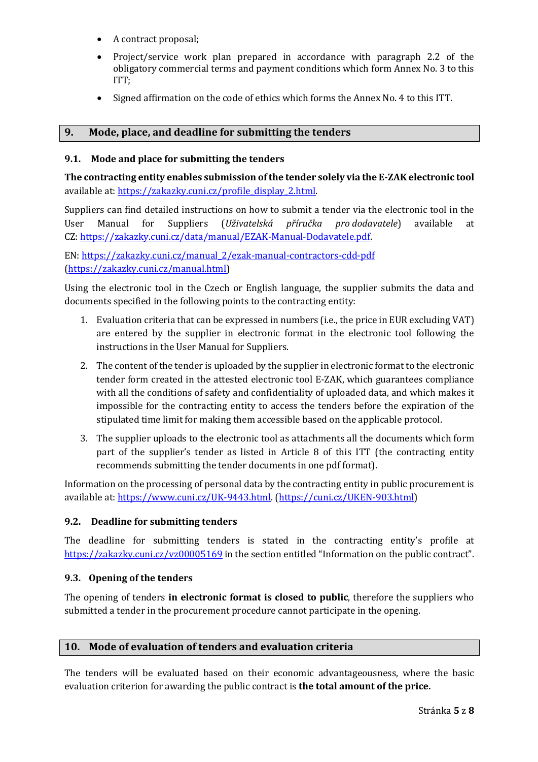- A contract proposal;
- Project/service work plan prepared in accordance with paragraph 2.2 of the obligatory commercial terms and payment conditions which form Annex No. 3 to this ITT;
- Signed affirmation on the code of ethics which forms the Annex No. 4 to this ITT.

## 9. Mode, place, and deadline for submitting the tenders

### 9.1. Mode and place for submitting the tenders

**The contracting entity enables submission of the tender solely via the E-ZAK electronic tool** available at: https://zakazky.cuni.cz/profile_display_2.html.

Suppliers can find detailed instructions on how to submit a tender via the electronic tool in the User Manual for Suppliers (*Uživatelská příručka pro dodavatele*) available at CZ: https://zakazky.cuni.cz/data/manual/EZAK-Manual-Dodavatele.pdf.

EN: https://zakazky.cuni.cz/manual_2/ezak-manual-contractors-cdd-pdf (https://zakazky.cuni.cz/manual.html)

Using the electronic tool in the Czech or English language, the supplier submits the data and documents specified in the following points to the contracting entity:

1. Evaluation criteria that can be expressed in numbers (i.e., the price in EUR excluding VAT) are entered by the supplier in electronic format in the electronic tool following the instructions in the User Manual for Suppliers.
2. The content of the tender is uploaded by the supplier in electronic format to the electronic tender form created in the attested electronic tool E-ZAK, which guarantees compliance with all the conditions of safety and confidentiality of uploaded data, and which makes it impossible for the contracting entity to access the tenders before the expiration of the stipulated time limit for making them accessible based on the applicable protocol.
3. The supplier uploads to the electronic tool as attachments all the documents which form part of the supplier's tender as listed in Article 8 of this ITT (the contracting entity recommends submitting the tender documents in one pdf format).

Information on the processing of personal data by the contracting entity in public procurement is available at: https://www.cuni.cz/UK-9443.html. (https://cuni.cz/UKEN-903.html)

### 9.2. Deadline for submitting tenders

The deadline for submitting tenders is stated in the contracting entity's profile at https://zakazky.cuni.cz/vz00005169 in the section entitled "Information on the public contract".

### 9.3. Opening of the tenders

The opening of tenders **in electronic format is closed to public**, therefore the suppliers who submitted a tender in the procurement procedure cannot participate in the opening.

## 10. Mode of evaluation of tenders and evaluation criteria

The tenders will be evaluated based on their economic advantageousness, where the basic evaluation criterion for awarding the public contract is **the total amount of the price.**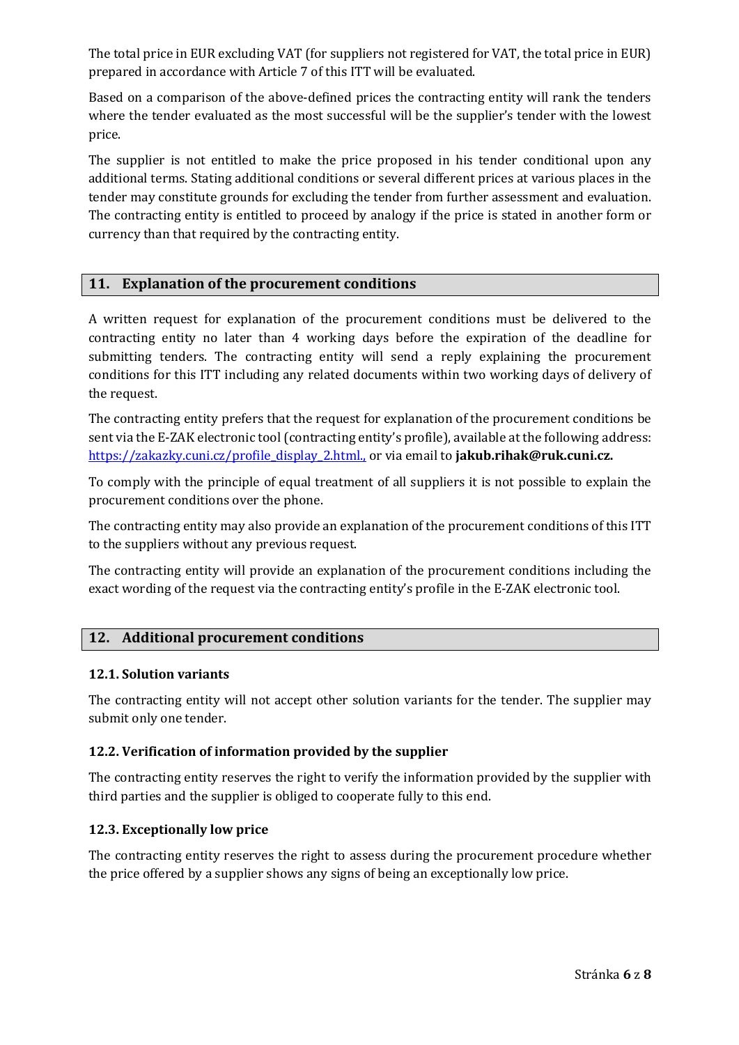The total price in EUR excluding VAT (for suppliers not registered for VAT, the total price in EUR) prepared in accordance with Article 7 of this ITT will be evaluated.

Based on a comparison of the above-defined prices the contracting entity will rank the tenders where the tender evaluated as the most successful will be the supplier's tender with the lowest price.

The supplier is not entitled to make the price proposed in his tender conditional upon any additional terms. Stating additional conditions or several different prices at various places in the tender may constitute grounds for excluding the tender from further assessment and evaluation. The contracting entity is entitled to proceed by analogy if the price is stated in another form or currency than that required by the contracting entity.

## 11. Explanation of the procurement conditions

A written request for explanation of the procurement conditions must be delivered to the contracting entity no later than 4 working days before the expiration of the deadline for submitting tenders. The contracting entity will send a reply explaining the procurement conditions for this ITT including any related documents within two working days of delivery of the request.

The contracting entity prefers that the request for explanation of the procurement conditions be sent via the E-ZAK electronic tool (contracting entity's profile), available at the following address: [https://zakazky.cuni.cz/profile_display_2.html.,](https://zakazky.cuni.cz/profile_display_2.html) or via email to **jakub.rihak@ruk.cuni.cz.**

To comply with the principle of equal treatment of all suppliers it is not possible to explain the procurement conditions over the phone.

The contracting entity may also provide an explanation of the procurement conditions of this ITT to the suppliers without any previous request.

The contracting entity will provide an explanation of the procurement conditions including the exact wording of the request via the contracting entity's profile in the E-ZAK electronic tool.

## 12. Additional procurement conditions

### 12.1. Solution variants

The contracting entity will not accept other solution variants for the tender. The supplier may submit only one tender.

### 12.2. Verification of information provided by the supplier

The contracting entity reserves the right to verify the information provided by the supplier with third parties and the supplier is obliged to cooperate fully to this end.

### 12.3. Exceptionally low price

The contracting entity reserves the right to assess during the procurement procedure whether the price offered by a supplier shows any signs of being an exceptionally low price.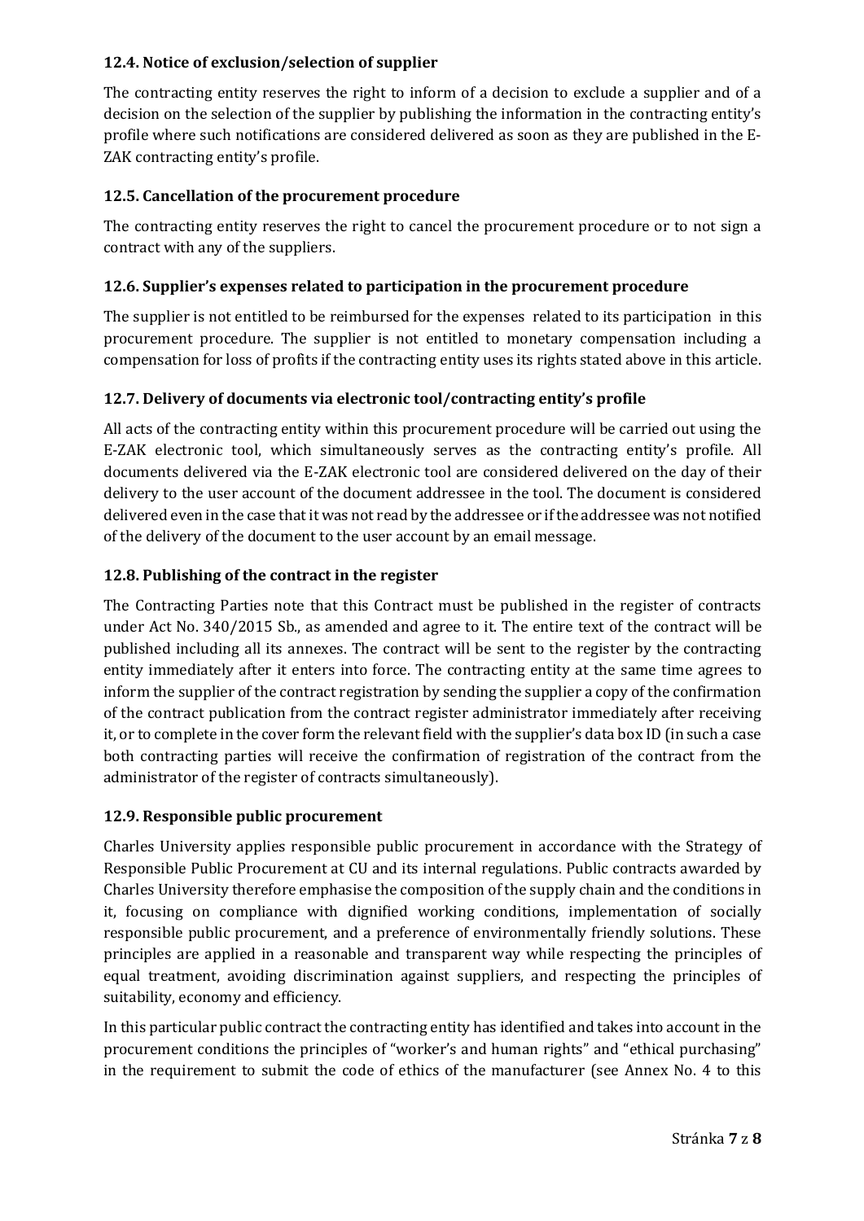### 12.4. Notice of exclusion/selection of supplier

The contracting entity reserves the right to inform of a decision to exclude a supplier and of a decision on the selection of the supplier by publishing the information in the contracting entity's profile where such notifications are considered delivered as soon as they are published in the E-ZAK contracting entity's profile.

### 12.5. Cancellation of the procurement procedure

The contracting entity reserves the right to cancel the procurement procedure or to not sign a contract with any of the suppliers.

### 12.6. Supplier's expenses related to participation in the procurement procedure

The supplier is not entitled to be reimbursed for the expenses related to its participation in this procurement procedure. The supplier is not entitled to monetary compensation including a compensation for loss of profits if the contracting entity uses its rights stated above in this article.

### 12.7. Delivery of documents via electronic tool/contracting entity's profile

All acts of the contracting entity within this procurement procedure will be carried out using the E-ZAK electronic tool, which simultaneously serves as the contracting entity's profile. All documents delivered via the E-ZAK electronic tool are considered delivered on the day of their delivery to the user account of the document addressee in the tool. The document is considered delivered even in the case that it was not read by the addressee or if the addressee was not notified of the delivery of the document to the user account by an email message.

### 12.8. Publishing of the contract in the register

The Contracting Parties note that this Contract must be published in the register of contracts under Act No. 340/2015 Sb., as amended and agree to it. The entire text of the contract will be published including all its annexes. The contract will be sent to the register by the contracting entity immediately after it enters into force. The contracting entity at the same time agrees to inform the supplier of the contract registration by sending the supplier a copy of the confirmation of the contract publication from the contract register administrator immediately after receiving it, or to complete in the cover form the relevant field with the supplier's data box ID (in such a case both contracting parties will receive the confirmation of registration of the contract from the administrator of the register of contracts simultaneously).

### 12.9. Responsible public procurement

Charles University applies responsible public procurement in accordance with the Strategy of Responsible Public Procurement at CU and its internal regulations. Public contracts awarded by Charles University therefore emphasise the composition of the supply chain and the conditions in it, focusing on compliance with dignified working conditions, implementation of socially responsible public procurement, and a preference of environmentally friendly solutions. These principles are applied in a reasonable and transparent way while respecting the principles of equal treatment, avoiding discrimination against suppliers, and respecting the principles of suitability, economy and efficiency.

In this particular public contract the contracting entity has identified and takes into account in the procurement conditions the principles of "worker's and human rights" and "ethical purchasing" in the requirement to submit the code of ethics of the manufacturer (see Annex No. 4 to this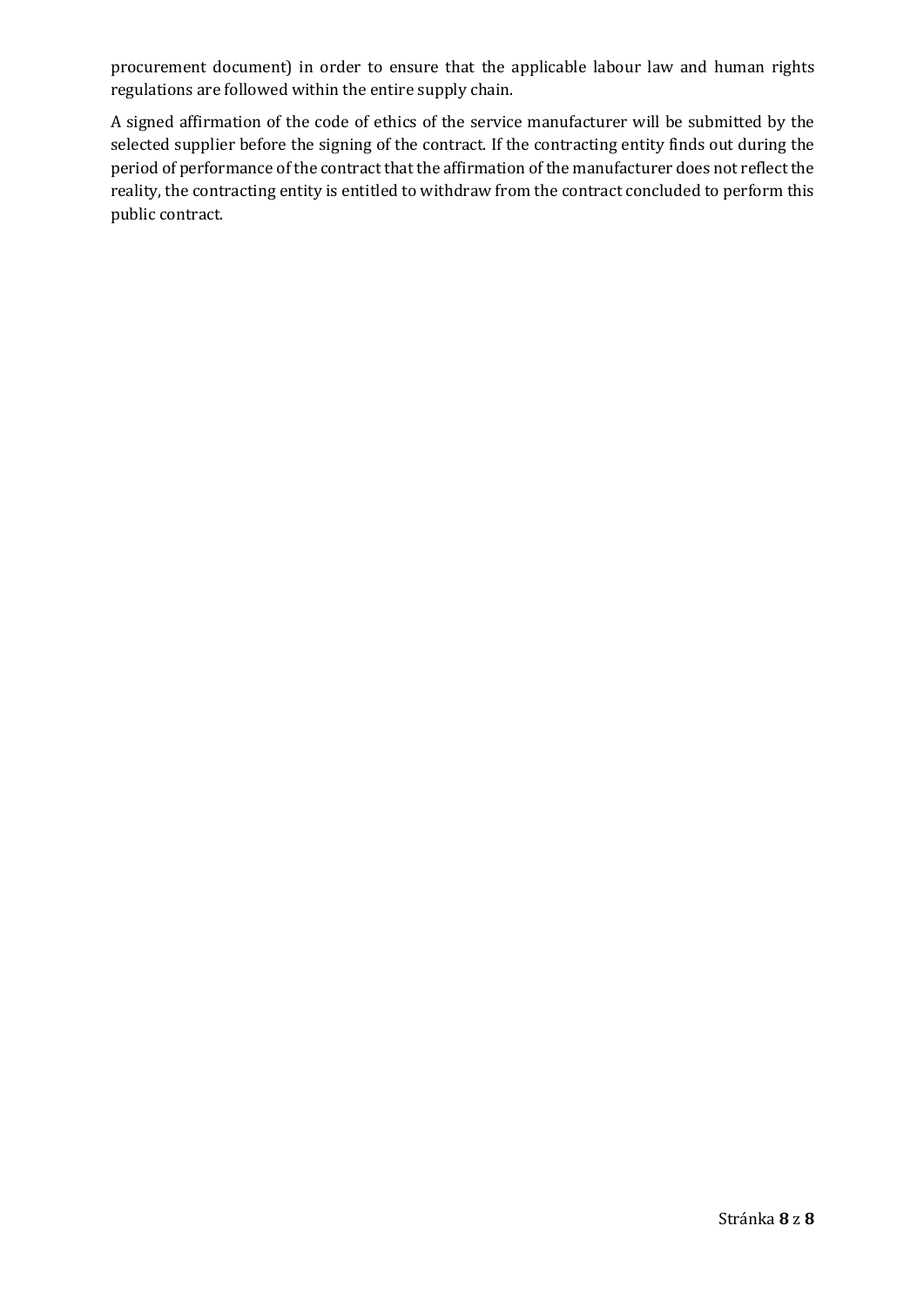procurement document) in order to ensure that the applicable labour law and human rights regulations are followed within the entire supply chain.

A signed affirmation of the code of ethics of the service manufacturer will be submitted by the selected supplier before the signing of the contract. If the contracting entity finds out during the period of performance of the contract that the affirmation of the manufacturer does not reflect the reality, the contracting entity is entitled to withdraw from the contract concluded to perform this public contract.